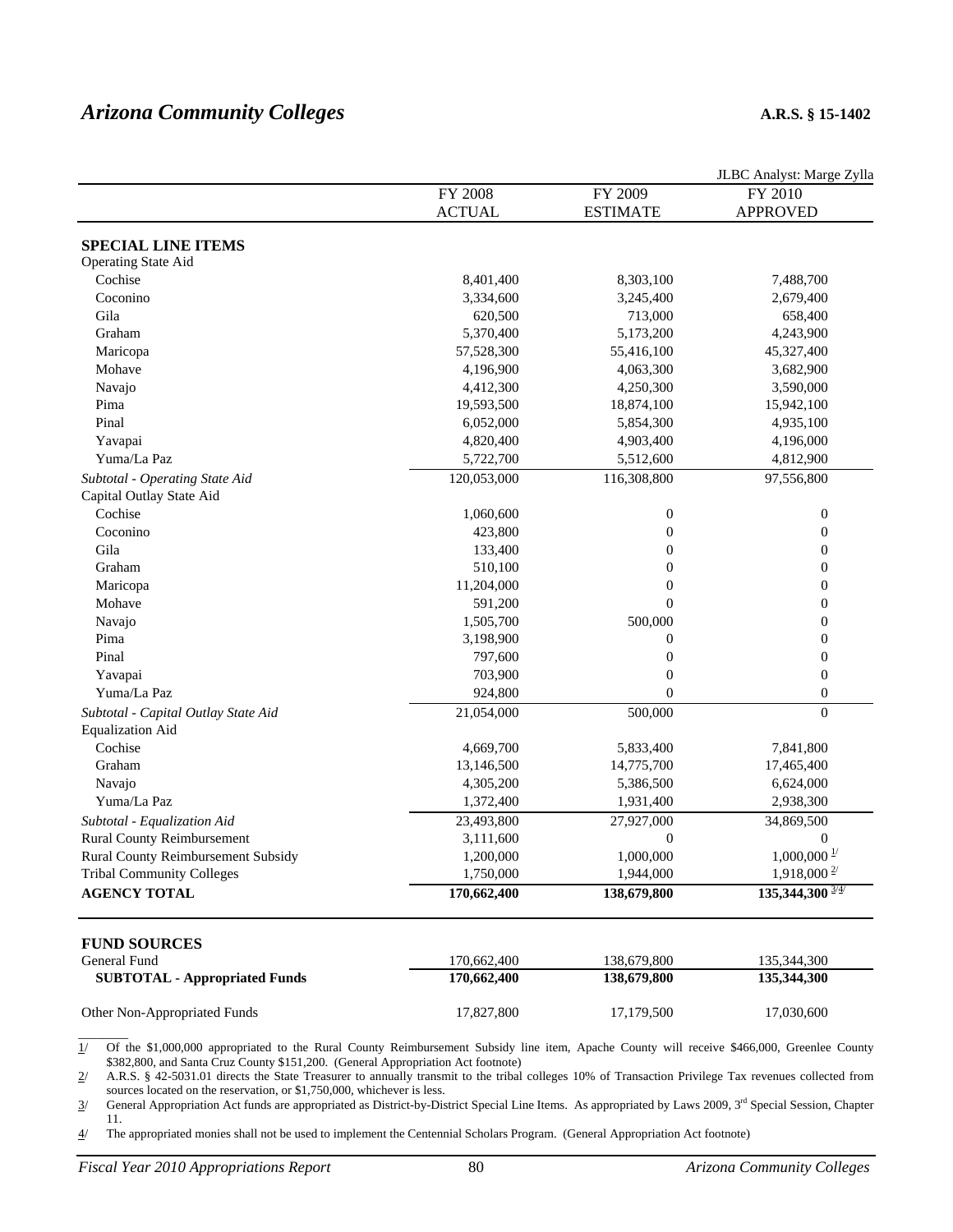# *Arizona Community Colleges*

**A.R.S. § 15-1402**

JLBC Analyst: Marge Zylla

| | FY 2008 ACTUAL | FY 2009 ESTIMATE | FY 2010 APPROVED |
|---|---|---|---|
| **SPECIAL LINE ITEMS** | | | |
| Operating State Aid | | | |
| Cochise | 8,401,400 | 8,303,100 | 7,488,700 |
| Coconino | 3,334,600 | 3,245,400 | 2,679,400 |
| Gila | 620,500 | 713,000 | 658,400 |
| Graham | 5,370,400 | 5,173,200 | 4,243,900 |
| Maricopa | 57,528,300 | 55,416,100 | 45,327,400 |
| Mohave | 4,196,900 | 4,063,300 | 3,682,900 |
| Navajo | 4,412,300 | 4,250,300 | 3,590,000 |
| Pima | 19,593,500 | 18,874,100 | 15,942,100 |
| Pinal | 6,052,000 | 5,854,300 | 4,935,100 |
| Yavapai | 4,820,400 | 4,903,400 | 4,196,000 |
| Yuma/La Paz | 5,722,700 | 5,512,600 | 4,812,900 |
| *Subtotal - Operating State Aid* | 120,053,000 | 116,308,800 | 97,556,800 |
| Capital Outlay State Aid | | | |
| Cochise | 1,060,600 | 0 | 0 |
| Coconino | 423,800 | 0 | 0 |
| Gila | 133,400 | 0 | 0 |
| Graham | 510,100 | 0 | 0 |
| Maricopa | 11,204,000 | 0 | 0 |
| Mohave | 591,200 | 0 | 0 |
| Navajo | 1,505,700 | 500,000 | 0 |
| Pima | 3,198,900 | 0 | 0 |
| Pinal | 797,600 | 0 | 0 |
| Yavapai | 703,900 | 0 | 0 |
| Yuma/La Paz | 924,800 | 0 | 0 |
| *Subtotal - Capital Outlay State Aid* | 21,054,000 | 500,000 | 0 |
| Equalization Aid | | | |
| Cochise | 4,669,700 | 5,833,400 | 7,841,800 |
| Graham | 13,146,500 | 14,775,700 | 17,465,400 |
| Navajo | 4,305,200 | 5,386,500 | 6,624,000 |
| Yuma/La Paz | 1,372,400 | 1,931,400 | 2,938,300 |
| *Subtotal - Equalization Aid* | 23,493,800 | 27,927,000 | 34,869,500 |
| Rural County Reimbursement | 3,111,600 | 0 | 0 |
| Rural County Reimbursement Subsidy | 1,200,000 | 1,000,000 | 1,000,000 [1/] |
| Tribal Community Colleges | 1,750,000 | 1,944,000 | 1,918,000 [2/] |
| **AGENCY TOTAL** | **170,662,400** | **138,679,800** | **135,344,300** [3/4/] |
| | | | |
| **FUND SOURCES** | | | |
| General Fund | 170,662,400 | 138,679,800 | 135,344,300 |
| **SUBTOTAL - Appropriated Funds** | **170,662,400** | **138,679,800** | **135,344,300** |
| | | | |
| Other Non-Appropriated Funds | 17,827,800 | 17,179,500 | 17,030,600 |

1/ Of the $1,000,000 appropriated to the Rural County Reimbursement Subsidy line item, Apache County will receive $466,000, Greenlee County $382,800, and Santa Cruz County $151,200. (General Appropriation Act footnote)

2/ A.R.S. § 42-5031.01 directs the State Treasurer to annually transmit to the tribal colleges 10% of Transaction Privilege Tax revenues collected from sources located on the reservation, or $1,750,000, whichever is less.

3/ General Appropriation Act funds are appropriated as District-by-District Special Line Items. As appropriated by Laws 2009, 3rd Special Session, Chapter 11.

4/ The appropriated monies shall not be used to implement the Centennial Scholars Program. (General Appropriation Act footnote)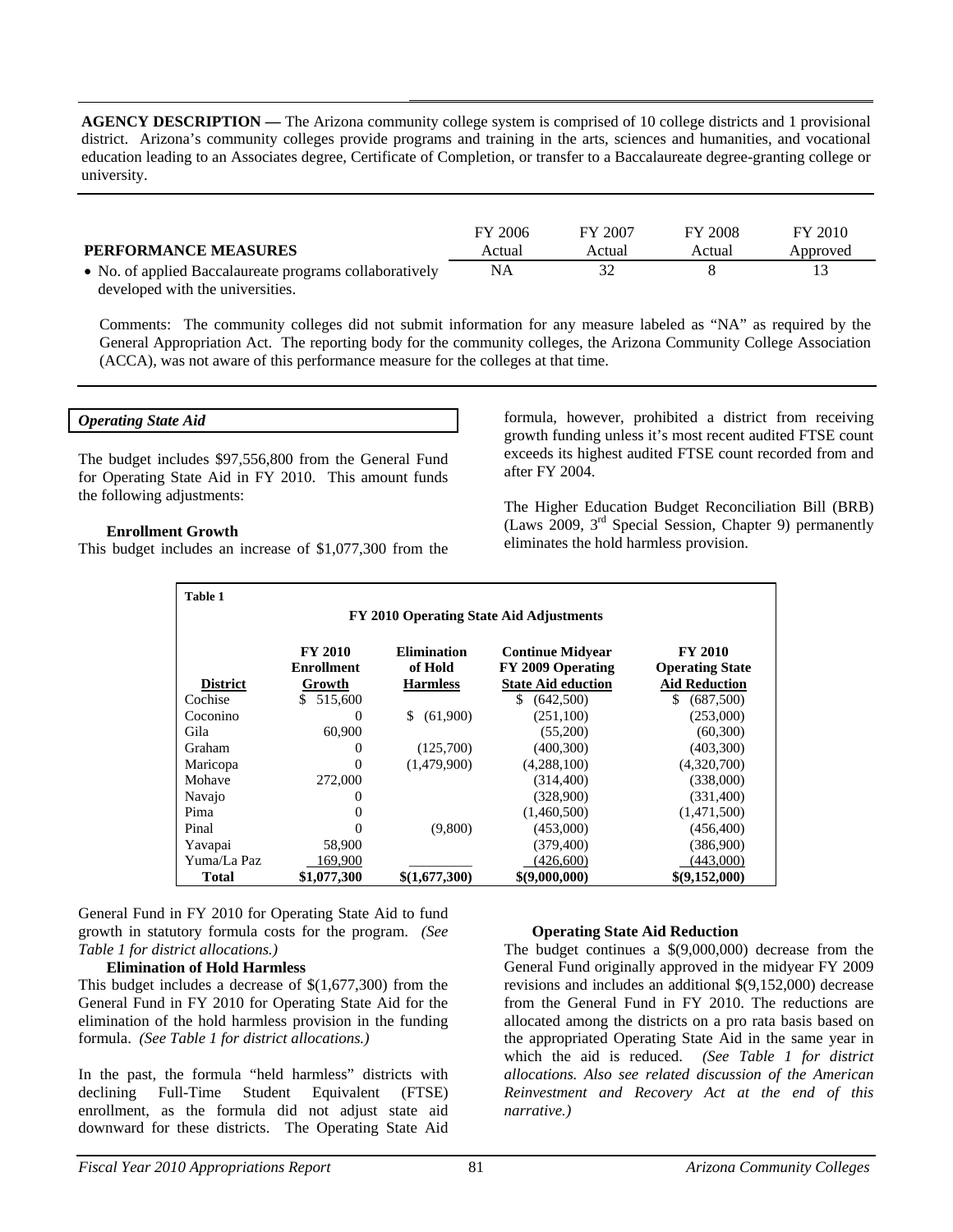**AGENCY DESCRIPTION —** The Arizona community college system is comprised of 10 college districts and 1 provisional district. Arizona's community colleges provide programs and training in the arts, sciences and humanities, and vocational education leading to an Associates degree, Certificate of Completion, or transfer to a Baccalaureate degree-granting college or university.

| PERFORMANCE MEASURES | FY 2006 Actual | FY 2007 Actual | FY 2008 Actual | FY 2010 Approved |
|---|---|---|---|---|
| • No. of applied Baccalaureate programs collaboratively developed with the universities. | NA | 32 | 8 | 13 |

Comments: The community colleges did not submit information for any measure labeled as "NA" as required by the General Appropriation Act. The reporting body for the community colleges, the Arizona Community College Association (ACCA), was not aware of this performance measure for the colleges at that time.

### *Operating State Aid*

The budget includes $97,556,800 from the General Fund for Operating State Aid in FY 2010. This amount funds the following adjustments:

**Enrollment Growth**

This budget includes an increase of $1,077,300 from the General Fund in FY 2010 for Operating State Aid to fund growth in statutory formula costs for the program. *(See Table 1 for district allocations.)*

**Elimination of Hold Harmless**

This budget includes a decrease of $(1,677,300) from the General Fund in FY 2010 for Operating State Aid for the elimination of the hold harmless provision in the funding formula. *(See Table 1 for district allocations.)*

In the past, the formula "held harmless" districts with declining Full-Time Student Equivalent (FTSE) enrollment, as the formula did not adjust state aid downward for these districts. The Operating State Aid formula, however, prohibited a district from receiving growth funding unless it's most recent audited FTSE count exceeds its highest audited FTSE count recorded from and after FY 2004.

The Higher Education Budget Reconciliation Bill (BRB) (Laws 2009, 3rd Special Session, Chapter 9) permanently eliminates the hold harmless provision.

**Table 1**

**FY 2010 Operating State Aid Adjustments**

| District | FY 2010 Enrollment Growth | Elimination of Hold Harmless | Continue Midyear FY 2009 Operating State Aid eduction | FY 2010 Operating State Aid Reduction |
|---|---|---|---|---|
| Cochise | $ 515,600 | | $ (642,500) | $ (687,500) |
| Coconino | 0 | $ (61,900) | (251,100) | (253,000) |
| Gila | 60,900 | | (55,200) | (60,300) |
| Graham | 0 | (125,700) | (400,300) | (403,300) |
| Maricopa | 0 | (1,479,900) | (4,288,100) | (4,320,700) |
| Mohave | 272,000 | | (314,400) | (338,000) |
| Navajo | 0 | | (328,900) | (331,400) |
| Pima | 0 | | (1,460,500) | (1,471,500) |
| Pinal | 0 | (9,800) | (453,000) | (456,400) |
| Yavapai | 58,900 | | (379,400) | (386,900) |
| Yuma/La Paz | 169,900 | | (426,600) | (443,000) |
| **Total** | **$1,077,300** | **$(1,677,300)** | **$(9,000,000)** | **$(9,152,000)** |

**Operating State Aid Reduction**

The budget continues a $(9,000,000) decrease from the General Fund originally approved in the midyear FY 2009 revisions and includes an additional $(9,152,000) decrease from the General Fund in FY 2010. The reductions are allocated among the districts on a pro rata basis based on the appropriated Operating State Aid in the same year in which the aid is reduced. *(See Table 1 for district allocations. Also see related discussion of the American Reinvestment and Recovery Act at the end of this narrative.)*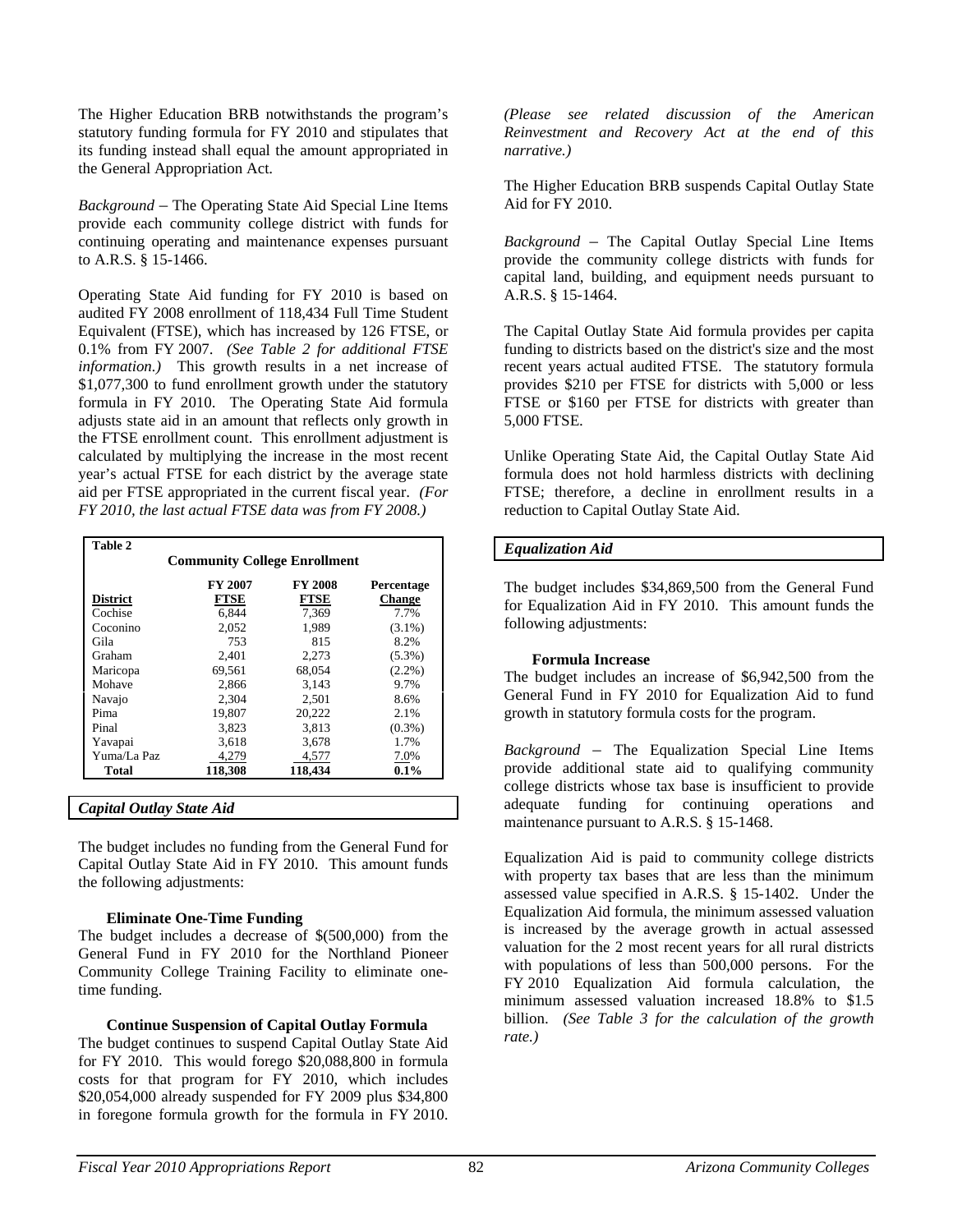The Higher Education BRB notwithstands the program's statutory funding formula for FY 2010 and stipulates that its funding instead shall equal the amount appropriated in the General Appropriation Act.

*Background* – The Operating State Aid Special Line Items provide each community college district with funds for continuing operating and maintenance expenses pursuant to A.R.S. § 15-1466.

Operating State Aid funding for FY 2010 is based on audited FY 2008 enrollment of 118,434 Full Time Student Equivalent (FTSE), which has increased by 126 FTSE, or 0.1% from FY 2007. *(See Table 2 for additional FTSE information.)* This growth results in a net increase of $1,077,300 to fund enrollment growth under the statutory formula in FY 2010. The Operating State Aid formula adjusts state aid in an amount that reflects only growth in the FTSE enrollment count. This enrollment adjustment is calculated by multiplying the increase in the most recent year's actual FTSE for each district by the average state aid per FTSE appropriated in the current fiscal year. *(For FY 2010, the last actual FTSE data was from FY 2008.)*

**Table 2**

**Community College Enrollment**

| District | FY 2007 FTSE | FY 2008 FTSE | Percentage Change |
|---|---|---|---|
| Cochise | 6,844 | 7,369 | 7.7% |
| Coconino | 2,052 | 1,989 | (3.1%) |
| Gila | 753 | 815 | 8.2% |
| Graham | 2,401 | 2,273 | (5.3%) |
| Maricopa | 69,561 | 68,054 | (2.2%) |
| Mohave | 2,866 | 3,143 | 9.7% |
| Navajo | 2,304 | 2,501 | 8.6% |
| Pima | 19,807 | 20,222 | 2.1% |
| Pinal | 3,823 | 3,813 | (0.3%) |
| Yavapai | 3,618 | 3,678 | 1.7% |
| Yuma/La Paz | 4,279 | 4,577 | 7.0% |
| **Total** | **118,308** | **118,434** | **0.1%** |

## *Capital Outlay State Aid*

The budget includes no funding from the General Fund for Capital Outlay State Aid in FY 2010. This amount funds the following adjustments:

**Eliminate One-Time Funding**

The budget includes a decrease of $(500,000) from the General Fund in FY 2010 for the Northland Pioneer Community College Training Facility to eliminate one-time funding.

**Continue Suspension of Capital Outlay Formula**

The budget continues to suspend Capital Outlay State Aid for FY 2010. This would forego $20,088,800 in formula costs for that program for FY 2010, which includes $20,054,000 already suspended for FY 2009 plus $34,800 in foregone formula growth for the formula in FY 2010. *(Please see related discussion of the American Reinvestment and Recovery Act at the end of this narrative.)*

The Higher Education BRB suspends Capital Outlay State Aid for FY 2010.

*Background* – The Capital Outlay Special Line Items provide the community college districts with funds for capital land, building, and equipment needs pursuant to A.R.S. § 15-1464.

The Capital Outlay State Aid formula provides per capita funding to districts based on the district's size and the most recent years actual audited FTSE. The statutory formula provides $210 per FTSE for districts with 5,000 or less FTSE or $160 per FTSE for districts with greater than 5,000 FTSE.

Unlike Operating State Aid, the Capital Outlay State Aid formula does not hold harmless districts with declining FTSE; therefore, a decline in enrollment results in a reduction to Capital Outlay State Aid.

## *Equalization Aid*

The budget includes $34,869,500 from the General Fund for Equalization Aid in FY 2010. This amount funds the following adjustments:

**Formula Increase**

The budget includes an increase of $6,942,500 from the General Fund in FY 2010 for Equalization Aid to fund growth in statutory formula costs for the program.

*Background* – The Equalization Special Line Items provide additional state aid to qualifying community college districts whose tax base is insufficient to provide adequate funding for continuing operations and maintenance pursuant to A.R.S. § 15-1468.

Equalization Aid is paid to community college districts with property tax bases that are less than the minimum assessed value specified in A.R.S. § 15-1402. Under the Equalization Aid formula, the minimum assessed valuation is increased by the average growth in actual assessed valuation for the 2 most recent years for all rural districts with populations of less than 500,000 persons. For the FY 2010 Equalization Aid formula calculation, the minimum assessed valuation increased 18.8% to $1.5 billion. *(See Table 3 for the calculation of the growth rate.)*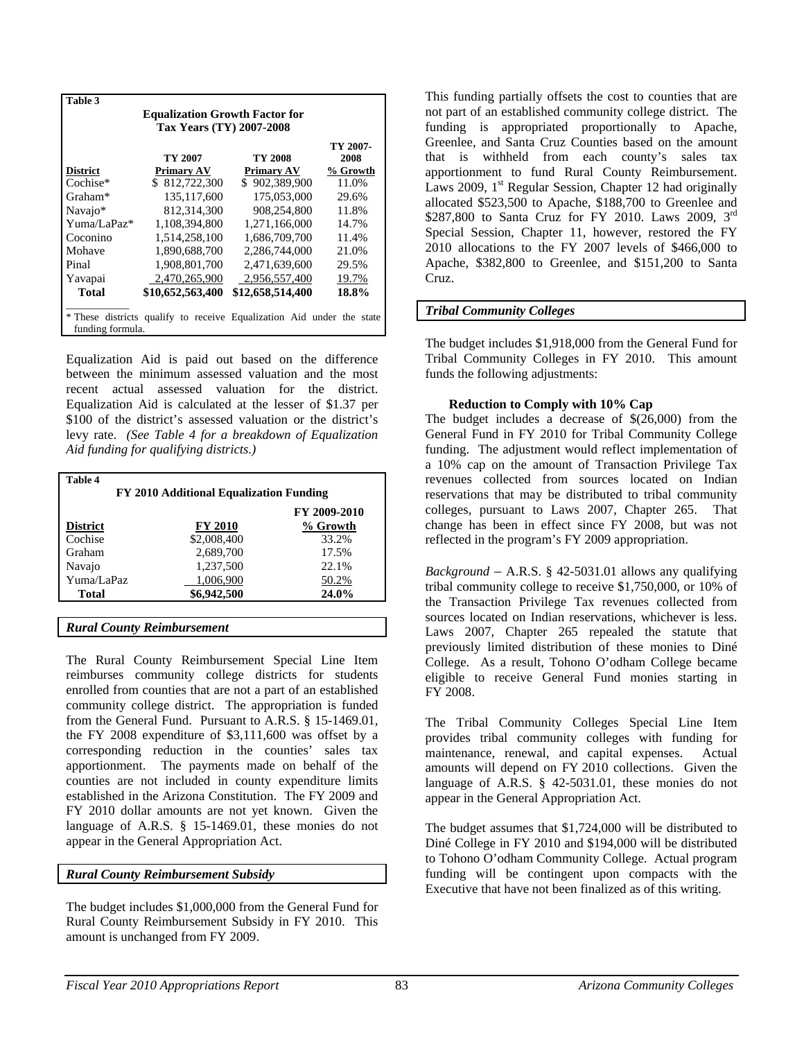**Table 3**

**Equalization Growth Factor for Tax Years (TY) 2007-2008**

| District | TY 2007 Primary AV | TY 2008 Primary AV | TY 2007-2008 % Growth |
|---|---|---|---|
| Cochise* | $ 812,722,300 | $ 902,389,900 | 11.0% |
| Graham* | 135,117,600 | 175,053,000 | 29.6% |
| Navajo* | 812,314,300 | 908,254,800 | 11.8% |
| Yuma/LaPaz* | 1,108,394,800 | 1,271,166,000 | 14.7% |
| Coconino | 1,514,258,100 | 1,686,709,700 | 11.4% |
| Mohave | 1,890,688,700 | 2,286,744,000 | 21.0% |
| Pinal | 1,908,801,700 | 2,471,639,600 | 29.5% |
| Yavapai | 2,470,265,900 | 2,956,557,400 | 19.7% |
| **Total** | **$10,652,563,400** | **$12,658,514,400** | **18.8%** |

* These districts qualify to receive Equalization Aid under the state funding formula.

Equalization Aid is paid out based on the difference between the minimum assessed valuation and the most recent actual assessed valuation for the district. Equalization Aid is calculated at the lesser of $1.37 per $100 of the district's assessed valuation or the district's levy rate. *(See Table 4 for a breakdown of Equalization Aid funding for qualifying districts.)*

**Table 4**

**FY 2010 Additional Equalization Funding**

| District | FY 2010 | FY 2009-2010 % Growth |
|---|---|---|
| Cochise | $2,008,400 | 33.2% |
| Graham | 2,689,700 | 17.5% |
| Navajo | 1,237,500 | 22.1% |
| Yuma/LaPaz | 1,006,900 | 50.2% |
| **Total** | **$6,942,500** | **24.0%** |

### *Rural County Reimbursement*

The Rural County Reimbursement Special Line Item reimburses community college districts for students enrolled from counties that are not a part of an established community college district. The appropriation is funded from the General Fund. Pursuant to A.R.S. § 15-1469.01, the FY 2008 expenditure of $3,111,600 was offset by a corresponding reduction in the counties' sales tax apportionment. The payments made on behalf of the counties are not included in county expenditure limits established in the Arizona Constitution. The FY 2009 and FY 2010 dollar amounts are not yet known. Given the language of A.R.S. § 15-1469.01, these monies do not appear in the General Appropriation Act.

### *Rural County Reimbursement Subsidy*

The budget includes $1,000,000 from the General Fund for Rural County Reimbursement Subsidy in FY 2010. This amount is unchanged from FY 2009.

This funding partially offsets the cost to counties that are not part of an established community college district. The funding is appropriated proportionally to Apache, Greenlee, and Santa Cruz Counties based on the amount that is withheld from each county's sales tax apportionment to fund Rural County Reimbursement. Laws 2009, 1st Regular Session, Chapter 12 had originally allocated $523,500 to Apache, $188,700 to Greenlee and $287,800 to Santa Cruz for FY 2010. Laws 2009, 3rd Special Session, Chapter 11, however, restored the FY 2010 allocations to the FY 2007 levels of $466,000 to Apache, $382,800 to Greenlee, and $151,200 to Santa Cruz.

### *Tribal Community Colleges*

The budget includes $1,918,000 from the General Fund for Tribal Community Colleges in FY 2010. This amount funds the following adjustments:

**Reduction to Comply with 10% Cap**

The budget includes a decrease of $(26,000) from the General Fund in FY 2010 for Tribal Community College funding. The adjustment would reflect implementation of a 10% cap on the amount of Transaction Privilege Tax revenues collected from sources located on Indian reservations that may be distributed to tribal community colleges, pursuant to Laws 2007, Chapter 265. That change has been in effect since FY 2008, but was not reflected in the program's FY 2009 appropriation.

*Background* – A.R.S. § 42-5031.01 allows any qualifying tribal community college to receive $1,750,000, or 10% of the Transaction Privilege Tax revenues collected from sources located on Indian reservations, whichever is less. Laws 2007, Chapter 265 repealed the statute that previously limited distribution of these monies to Diné College. As a result, Tohono O'odham College became eligible to receive General Fund monies starting in FY 2008.

The Tribal Community Colleges Special Line Item provides tribal community colleges with funding for maintenance, renewal, and capital expenses. Actual amounts will depend on FY 2010 collections. Given the language of A.R.S. § 42-5031.01, these monies do not appear in the General Appropriation Act.

The budget assumes that $1,724,000 will be distributed to Diné College in FY 2010 and $194,000 will be distributed to Tohono O'odham Community College. Actual program funding will be contingent upon compacts with the Executive that have not been finalized as of this writing.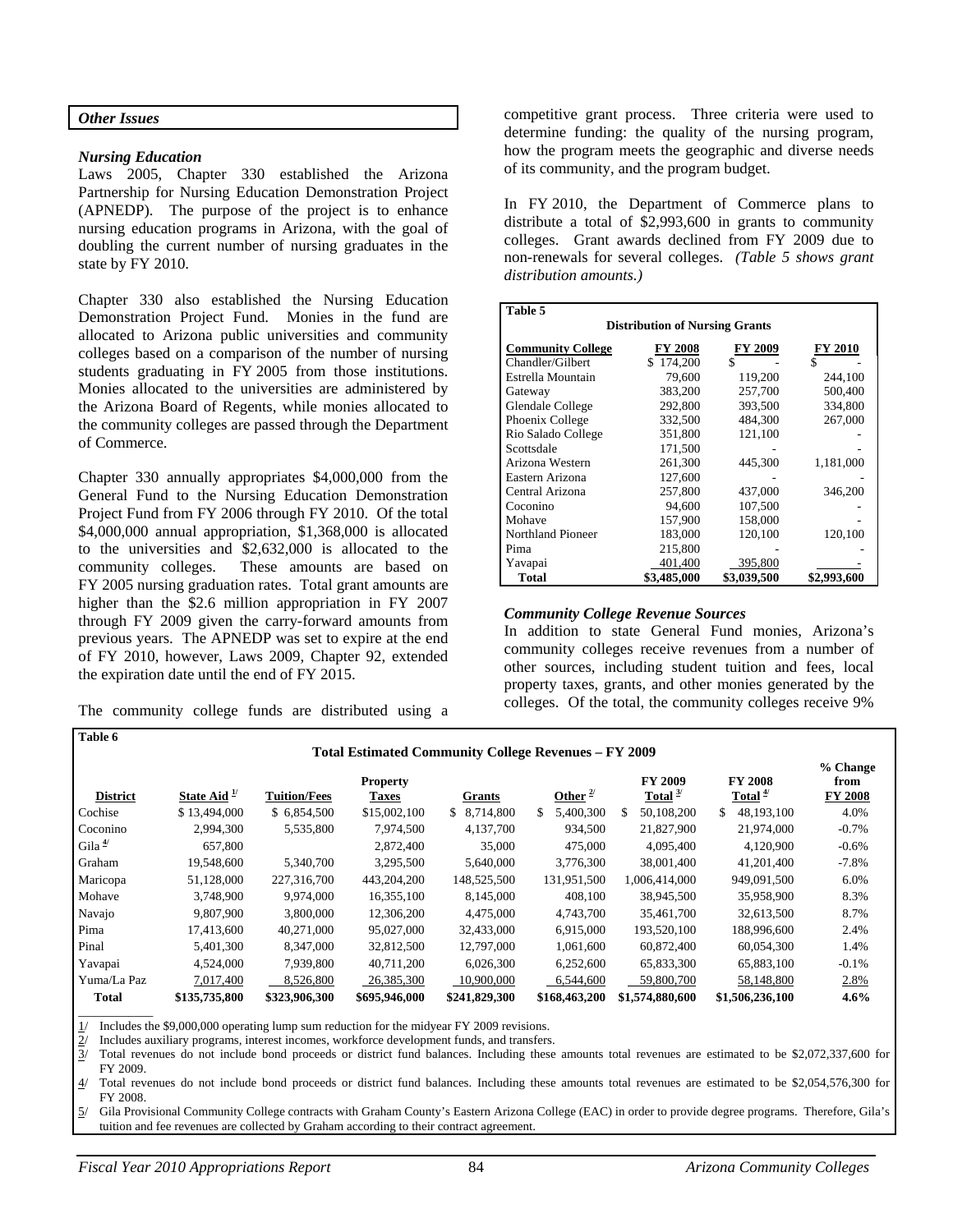## *Other Issues*

### *Nursing Education*

Laws 2005, Chapter 330 established the Arizona Partnership for Nursing Education Demonstration Project (APNEDP). The purpose of the project is to enhance nursing education programs in Arizona, with the goal of doubling the current number of nursing graduates in the state by FY 2010.

Chapter 330 also established the Nursing Education Demonstration Project Fund. Monies in the fund are allocated to Arizona public universities and community colleges based on a comparison of the number of nursing students graduating in FY 2005 from those institutions. Monies allocated to the universities are administered by the Arizona Board of Regents, while monies allocated to the community colleges are passed through the Department of Commerce.

Chapter 330 annually appropriates $4,000,000 from the General Fund to the Nursing Education Demonstration Project Fund from FY 2006 through FY 2010. Of the total $4,000,000 annual appropriation, $1,368,000 is allocated to the universities and $2,632,000 is allocated to the community colleges. These amounts are based on FY 2005 nursing graduation rates. Total grant amounts are higher than the $2.6 million appropriation in FY 2007 through FY 2009 given the carry-forward amounts from previous years. The APNEDP was set to expire at the end of FY 2010, however, Laws 2009, Chapter 92, extended the expiration date until the end of FY 2015.

The community college funds are distributed using a competitive grant process. Three criteria were used to determine funding: the quality of the nursing program, how the program meets the geographic and diverse needs of its community, and the program budget.

In FY 2010, the Department of Commerce plans to distribute a total of $2,993,600 in grants to community colleges. Grant awards declined from FY 2009 due to non-renewals for several colleges. *(Table 5 shows grant distribution amounts.)*

**Table 5**
**Distribution of Nursing Grants**

| Community College | FY 2008 | FY 2009 | FY 2010 |
|---|---|---|---|
| Chandler/Gilbert | $ 174,200 | $ - | $ - |
| Estrella Mountain | 79,600 | 119,200 | 244,100 |
| Gateway | 383,200 | 257,700 | 500,400 |
| Glendale College | 292,800 | 393,500 | 334,800 |
| Phoenix College | 332,500 | 484,300 | 267,000 |
| Rio Salado College | 351,800 | 121,100 | - |
| Scottsdale | 171,500 | - | - |
| Arizona Western | 261,300 | 445,300 | 1,181,000 |
| Eastern Arizona | 127,600 | - | - |
| Central Arizona | 257,800 | 437,000 | 346,200 |
| Coconino | 94,600 | 107,500 | - |
| Mohave | 157,900 | 158,000 | - |
| Northland Pioneer | 183,000 | 120,100 | 120,100 |
| Pima | 215,800 | - | - |
| Yavapai | 401,400 | 395,800 | - |
| **Total** | **$3,485,000** | **$3,039,500** | **$2,993,600** |

### *Community College Revenue Sources*

In addition to state General Fund monies, Arizona's community colleges receive revenues from a number of other sources, including student tuition and fees, local property taxes, grants, and other monies generated by the colleges. Of the total, the community colleges receive 9%

**Table 6**
**Total Estimated Community College Revenues – FY 2009**

| District | State Aid [1] | Tuition/Fees | Property Taxes | Grants | Other [2] | FY 2009 Total [3] | FY 2008 Total [4] | % Change from FY 2008 |
|---|---|---|---|---|---|---|---|---|
| Cochise | $ 13,494,000 | $ 6,854,500 | $15,002,100 | $ 8,714,800 | $ 5,400,300 | $ 50,108,200 | $ 48,193,100 | 4.0% |
| Coconino | 2,994,300 | 5,535,800 | 7,974,500 | 4,137,700 | 934,500 | 21,827,900 | 21,974,000 | -0.7% |
| Gila [5] | 657,800 | | 2,872,400 | 35,000 | 475,000 | 4,095,400 | 4,120,900 | -0.6% |
| Graham | 19,548,600 | 5,340,700 | 3,295,500 | 5,640,000 | 3,776,300 | 38,001,400 | 41,201,400 | -7.8% |
| Maricopa | 51,128,000 | 227,316,700 | 443,204,200 | 148,525,500 | 131,951,500 | 1,006,414,000 | 949,091,500 | 6.0% |
| Mohave | 3,748,900 | 9,974,000 | 16,355,100 | 8,145,000 | 408,100 | 38,945,500 | 35,958,900 | 8.3% |
| Navajo | 9,807,900 | 3,800,000 | 12,306,200 | 4,475,000 | 4,743,700 | 35,461,700 | 32,613,500 | 8.7% |
| Pima | 17,413,600 | 40,271,000 | 95,027,000 | 32,433,000 | 6,915,000 | 193,520,100 | 188,996,600 | 2.4% |
| Pinal | 5,401,300 | 8,347,000 | 32,812,500 | 12,797,000 | 1,061,600 | 60,872,400 | 60,054,300 | 1.4% |
| Yavapai | 4,524,000 | 7,939,800 | 40,711,200 | 6,026,300 | 6,252,600 | 65,833,300 | 65,883,100 | -0.1% |
| Yuma/La Paz | 7,017,400 | 8,526,800 | 26,385,300 | 10,900,000 | 6,544,600 | 59,800,700 | 58,148,800 | 2.8% |
| **Total** | **$135,735,800** | **$323,906,300** | **$695,946,000** | **$241,829,300** | **$168,463,200** | **$1,574,880,600** | **$1,506,236,100** | **4.6%** |

1/ Includes the $9,000,000 operating lump sum reduction for the midyear FY 2009 revisions.
2/ Includes auxiliary programs, interest incomes, workforce development funds, and transfers.
3/ Total revenues do not include bond proceeds or district fund balances. Including these amounts total revenues are estimated to be $2,072,337,600 for FY 2009.
4/ Total revenues do not include bond proceeds or district fund balances. Including these amounts total revenues are estimated to be $2,054,576,300 for FY 2008.
5/ Gila Provisional Community College contracts with Graham County's Eastern Arizona College (EAC) in order to provide degree programs. Therefore, Gila's tuition and fee revenues are collected by Graham according to their contract agreement.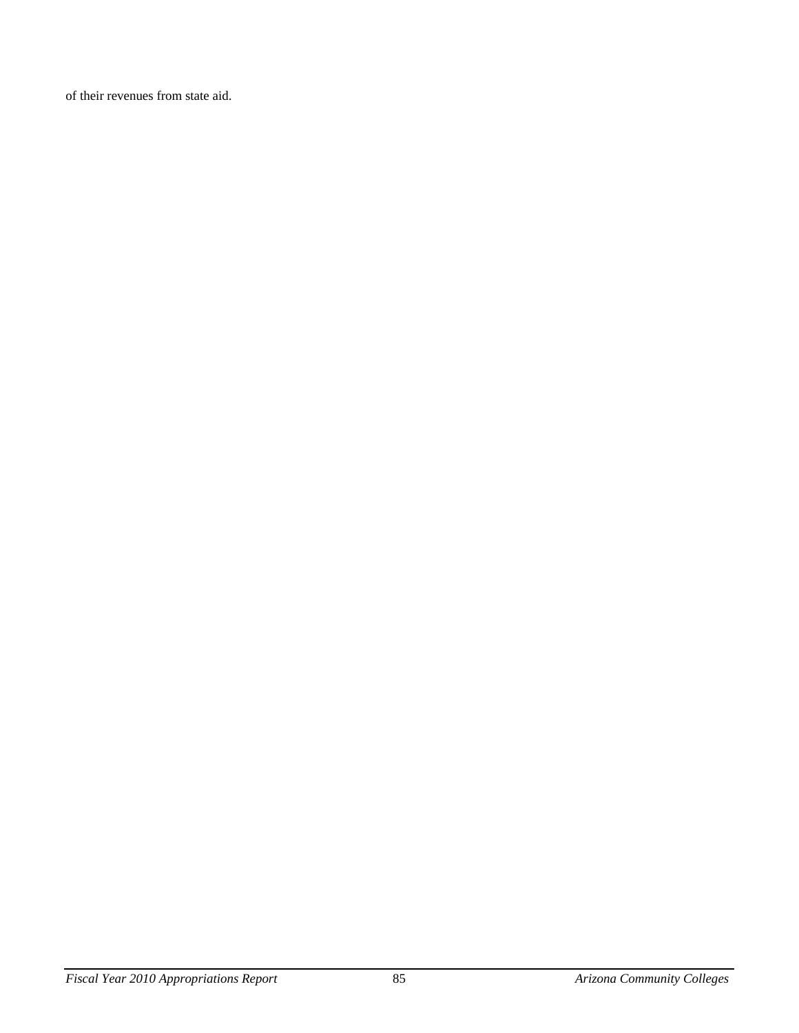of their revenues from state aid.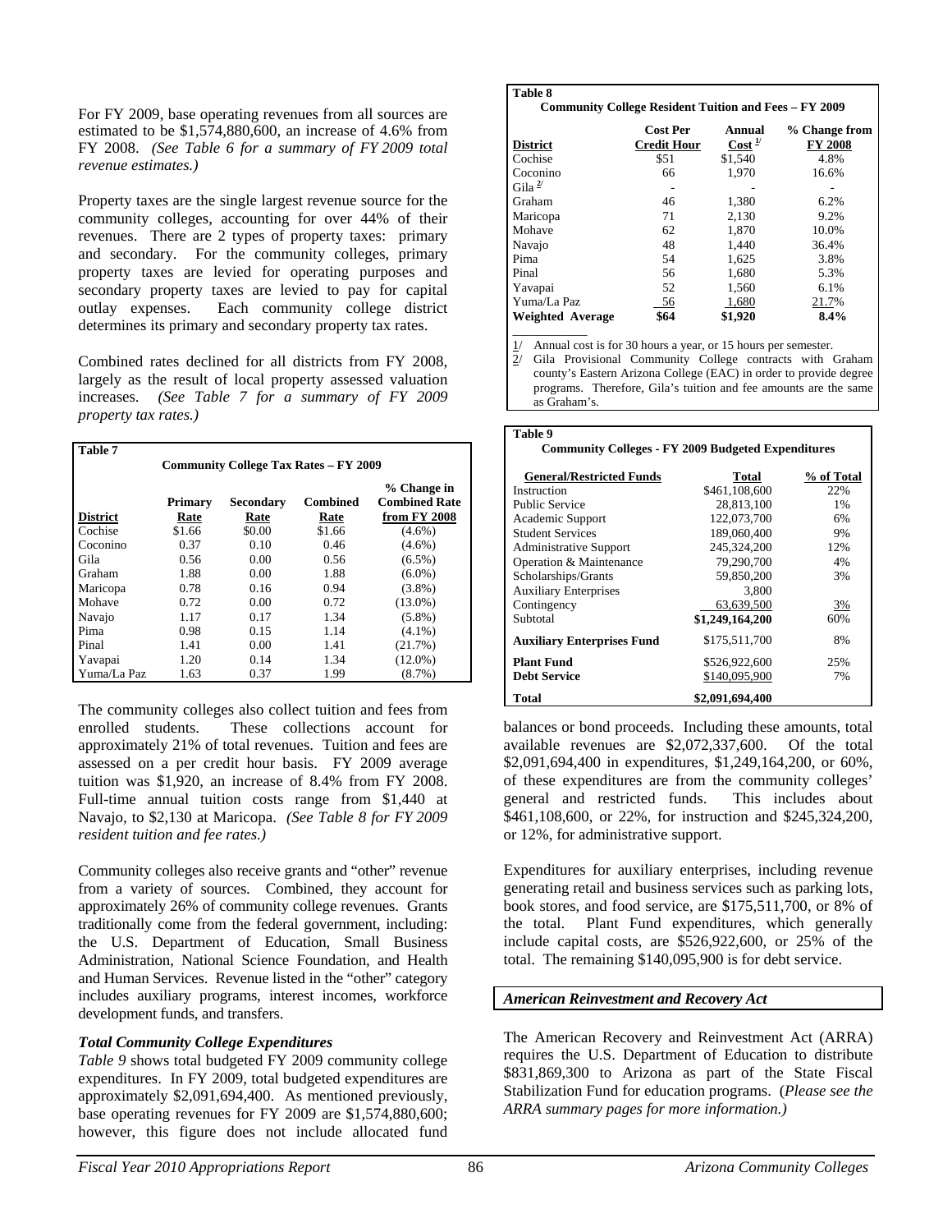For FY 2009, base operating revenues from all sources are estimated to be $1,574,880,600, an increase of 4.6% from FY 2008. *(See Table 6 for a summary of FY 2009 total revenue estimates.)*

Property taxes are the single largest revenue source for the community colleges, accounting for over 44% of their revenues. There are 2 types of property taxes: primary and secondary. For the community colleges, primary property taxes are levied for operating purposes and secondary property taxes are levied to pay for capital outlay expenses. Each community college district determines its primary and secondary property tax rates.

Combined rates declined for all districts from FY 2008, largely as the result of local property assessed valuation increases. *(See Table 7 for a summary of FY 2009 property tax rates.)*

**Table 7**

**Community College Tax Rates – FY 2009**

| District | Primary Rate | Secondary Rate | Combined Rate | % Change in Combined Rate from FY 2008 |
|---|---|---|---|---|
| Cochise | $1.66 | $0.00 | $1.66 | (4.6%) |
| Coconino | 0.37 | 0.10 | 0.46 | (4.6%) |
| Gila | 0.56 | 0.00 | 0.56 | (6.5%) |
| Graham | 1.88 | 0.00 | 1.88 | (6.0%) |
| Maricopa | 0.78 | 0.16 | 0.94 | (3.8%) |
| Mohave | 0.72 | 0.00 | 0.72 | (13.0%) |
| Navajo | 1.17 | 0.17 | 1.34 | (5.8%) |
| Pima | 0.98 | 0.15 | 1.14 | (4.1%) |
| Pinal | 1.41 | 0.00 | 1.41 | (21.7%) |
| Yavapai | 1.20 | 0.14 | 1.34 | (12.0%) |
| Yuma/La Paz | 1.63 | 0.37 | 1.99 | (8.7%) |

The community colleges also collect tuition and fees from enrolled students. These collections account for approximately 21% of total revenues. Tuition and fees are assessed on a per credit hour basis. FY 2009 average tuition was $1,920, an increase of 8.4% from FY 2008. Full-time annual tuition costs range from $1,440 at Navajo, to $2,130 at Maricopa. *(See Table 8 for FY 2009 resident tuition and fee rates.)*

Community colleges also receive grants and "other" revenue from a variety of sources. Combined, they account for approximately 26% of community college revenues. Grants traditionally come from the federal government, including: the U.S. Department of Education, Small Business Administration, National Science Foundation, and Health and Human Services. Revenue listed in the "other" category includes auxiliary programs, interest incomes, workforce development funds, and transfers.

### *Total Community College Expenditures*

*Table 9* shows total budgeted FY 2009 community college expenditures. In FY 2009, total budgeted expenditures are approximately $2,091,694,400. As mentioned previously, base operating revenues for FY 2009 are $1,574,880,600; however, this figure does not include allocated fund balances or bond proceeds. Including these amounts, total available revenues are $2,072,337,600. Of the total $2,091,694,400 in expenditures, $1,249,164,200, or 60%, of these expenditures are from the community colleges' general and restricted funds. This includes about $461,108,600, or 22%, for instruction and $245,324,200, or 12%, for administrative support.

Expenditures for auxiliary enterprises, including revenue generating retail and business services such as parking lots, book stores, and food service, are $175,511,700, or 8% of the total. Plant Fund expenditures, which generally include capital costs, are $526,922,600, or 25% of the total. The remaining $140,095,900 is for debt service.

**Table 8**

**Community College Resident Tuition and Fees – FY 2009**

| District | Cost Per Credit Hour | Annual Cost [1/] | % Change from FY 2008 |
|---|---|---|---|
| Cochise | $51 | $1,540 | 4.8% |
| Coconino | 66 | 1,970 | 16.6% |
| Gila [2/] | - | - | - |
| Graham | 46 | 1,380 | 6.2% |
| Maricopa | 71 | 2,130 | 9.2% |
| Mohave | 62 | 1,870 | 10.0% |
| Navajo | 48 | 1,440 | 36.4% |
| Pima | 54 | 1,625 | 3.8% |
| Pinal | 56 | 1,680 | 5.3% |
| Yavapai | 52 | 1,560 | 6.1% |
| Yuma/La Paz | 56 | 1,680 | 21.7% |
| **Weighted Average** | **$64** | **$1,920** | **8.4%** |

1/ Annual cost is for 30 hours a year, or 15 hours per semester.

2/ Gila Provisional Community College contracts with Graham county's Eastern Arizona College (EAC) in order to provide degree programs. Therefore, Gila's tuition and fee amounts are the same as Graham's.

**Table 9**

**Community Colleges - FY 2009 Budgeted Expenditures**

| General/Restricted Funds | Total | % of Total |
|---|---|---|
| Instruction | $461,108,600 | 22% |
| Public Service | 28,813,100 | 1% |
| Academic Support | 122,073,700 | 6% |
| Student Services | 189,060,400 | 9% |
| Administrative Support | 245,324,200 | 12% |
| Operation & Maintenance | 79,290,700 | 4% |
| Scholarships/Grants | 59,850,200 | 3% |
| Auxiliary Enterprises | 3,800 | |
| Contingency | 63,639,500 | 3% |
| Subtotal | $1,249,164,200 | 60% |
| **Auxiliary Enterprises Fund** | $175,511,700 | 8% |
| **Plant Fund** | $526,922,600 | 25% |
| **Debt Service** | $140,095,900 | 7% |
| **Total** | **$2,091,694,400** | |

### *American Reinvestment and Recovery Act*

The American Recovery and Reinvestment Act (ARRA) requires the U.S. Department of Education to distribute $831,869,300 to Arizona as part of the State Fiscal Stabilization Fund for education programs. (*Please see the ARRA summary pages for more information.)*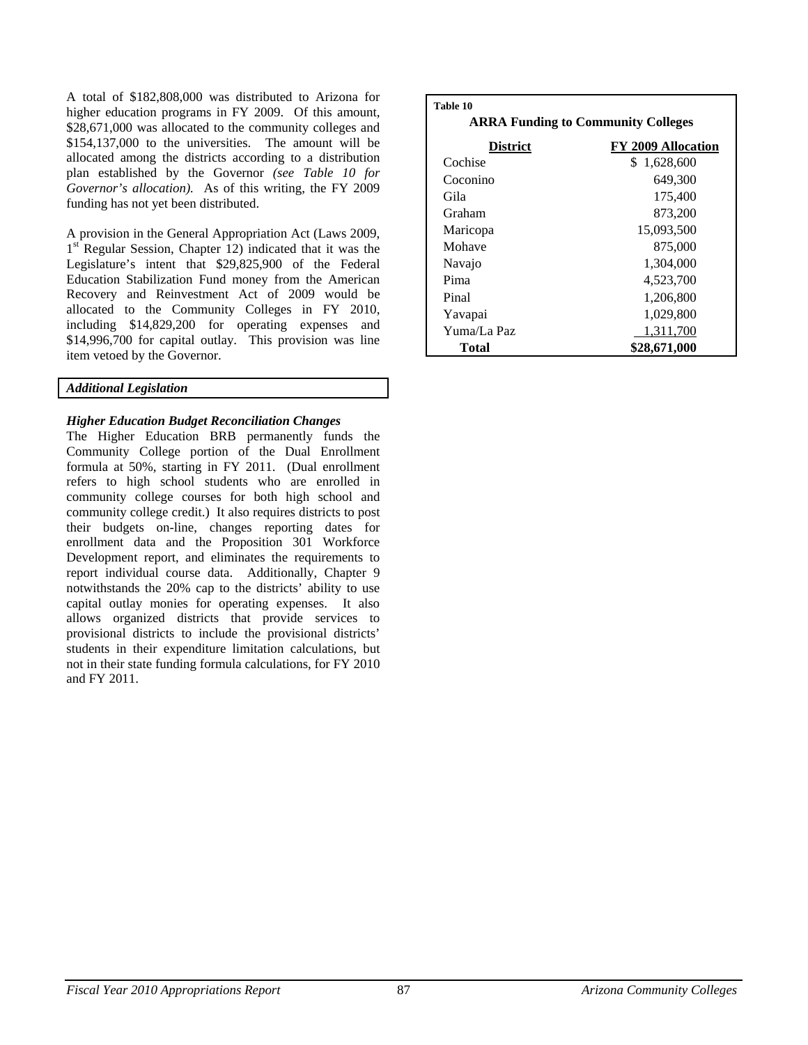A total of $182,808,000 was distributed to Arizona for higher education programs in FY 2009. Of this amount, $28,671,000 was allocated to the community colleges and $154,137,000 to the universities. The amount will be allocated among the districts according to a distribution plan established by the Governor *(see Table 10 for Governor's allocation).* As of this writing, the FY 2009 funding has not yet been distributed.

A provision in the General Appropriation Act (Laws 2009, 1st Regular Session, Chapter 12) indicated that it was the Legislature's intent that $29,825,900 of the Federal Education Stabilization Fund money from the American Recovery and Reinvestment Act of 2009 would be allocated to the Community Colleges in FY 2010, including $14,829,200 for operating expenses and $14,996,700 for capital outlay. This provision was line item vetoed by the Governor.

**Table 10**

**ARRA Funding to Community Colleges**

| District | FY 2009 Allocation |
|---|---|
| Cochise | $ 1,628,600 |
| Coconino | 649,300 |
| Gila | 175,400 |
| Graham | 873,200 |
| Maricopa | 15,093,500 |
| Mohave | 875,000 |
| Navajo | 1,304,000 |
| Pima | 4,523,700 |
| Pinal | 1,206,800 |
| Yavapai | 1,029,800 |
| Yuma/La Paz | 1,311,700 |
| **Total** | **$28,671,000** |

### *Additional Legislation*

#### *Higher Education Budget Reconciliation Changes*

The Higher Education BRB permanently funds the Community College portion of the Dual Enrollment formula at 50%, starting in FY 2011. (Dual enrollment refers to high school students who are enrolled in community college courses for both high school and community college credit.) It also requires districts to post their budgets on-line, changes reporting dates for enrollment data and the Proposition 301 Workforce Development report, and eliminates the requirements to report individual course data. Additionally, Chapter 9 notwithstands the 20% cap to the districts' ability to use capital outlay monies for operating expenses. It also allows organized districts that provide services to provisional districts to include the provisional districts' students in their expenditure limitation calculations, but not in their state funding formula calculations, for FY 2010 and FY 2011.